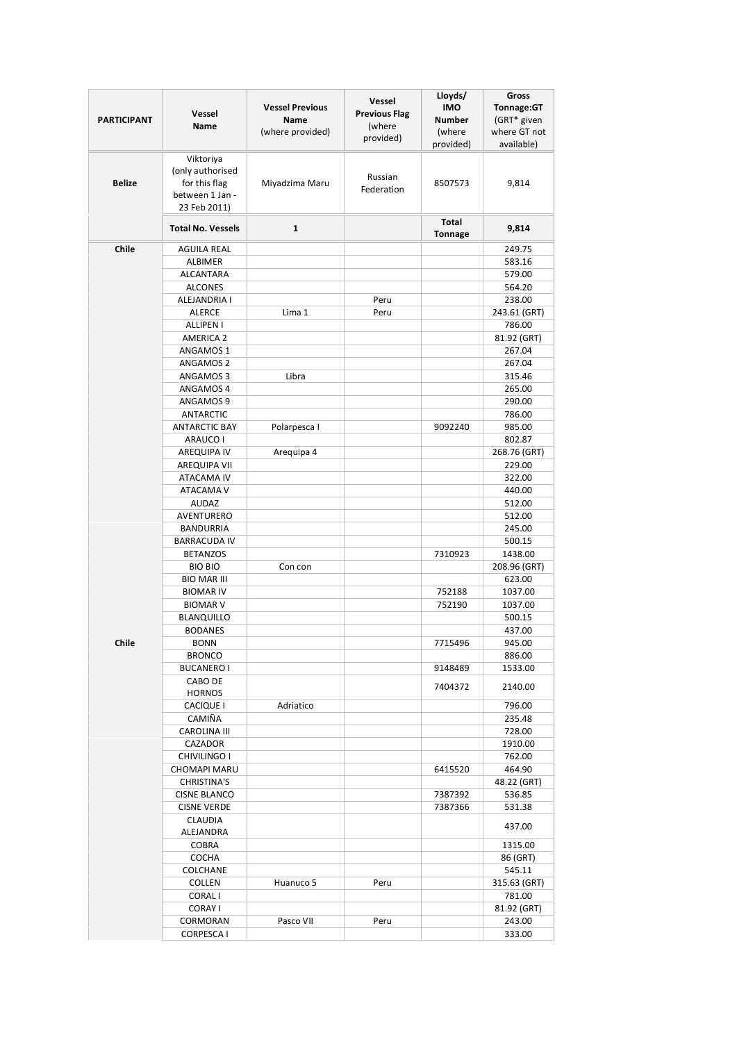| PARTICIPANT | Vessel Name | Vessel Previous Name (where provided) | Vessel Previous Flag (where provided) | Lloyds/ IMO Number (where provided) | Gross Tonnage:GT (GRT* given where GT not available) |
|---|---|---|---|---|---|
| Belize | Viktoriya (only authorised for this flag between 1 Jan - 23 Feb 2011) | Miyadzima Maru | Russian Federation | 8507573 | 9,814 |
| | Total No. Vessels | 1 | | Total Tonnage | 9,814 |
| Chile | AGUILA REAL | | | | 249.75 |
| | ALBIMER | | | | 583.16 |
| | ALCANTARA | | | | 579.00 |
| | ALCONES | | | | 564.20 |
| | ALEJANDRIA I | | Peru | | 238.00 |
| | ALERCE | Lima 1 | Peru | | 243.61 (GRT) |
| | ALLIPEN I | | | | 786.00 |
| | AMERICA 2 | | | | 81.92 (GRT) |
| | ANGAMOS 1 | | | | 267.04 |
| | ANGAMOS 2 | | | | 267.04 |
| | ANGAMOS 3 | Libra | | | 315.46 |
| | ANGAMOS 4 | | | | 265.00 |
| | ANGAMOS 9 | | | | 290.00 |
| | ANTARCTIC | | | | 786.00 |
| | ANTARCTIC BAY | Polarpesca I | | 9092240 | 985.00 |
| | ARAUCO I | | | | 802.87 |
| | AREQUIPA IV | Arequipa 4 | | | 268.76 (GRT) |
| | AREQUIPA VII | | | | 229.00 |
| | ATACAMA IV | | | | 322.00 |
| | ATACAMA V | | | | 440.00 |
| | AUDAZ | | | | 512.00 |
| | AVENTURERO | | | | 512.00 |
| | BANDURRIA | | | | 245.00 |
| | BARRACUDA IV | | | | 500.15 |
| | BETANZOS | | | 7310923 | 1438.00 |
| | BIO BIO | Con con | | | 208.96 (GRT) |
| | BIO MAR III | | | | 623.00 |
| | BIOMAR IV | | | 752188 | 1037.00 |
| | BIOMAR V | | | 752190 | 1037.00 |
| | BLANQUILLO | | | | 500.15 |
| | BODANES | | | | 437.00 |
| Chile | BONN | | | 7715496 | 945.00 |
| | BRONCO | | | | 886.00 |
| | BUCANERO I | | | 9148489 | 1533.00 |
| | CABO DE HORNOS | | | 7404372 | 2140.00 |
| | CACIQUE I | Adriatico | | | 796.00 |
| | CAMIÑA | | | | 235.48 |
| | CAROLINA III | | | | 728.00 |
| | CAZADOR | | | | 1910.00 |
| | CHIVILINGO I | | | | 762.00 |
| | CHOMAPI MARU | | | 6415520 | 464.90 |
| | CHRISTINA'S | | | | 48.22 (GRT) |
| | CISNE BLANCO | | | 7387392 | 536.85 |
| | CISNE VERDE | | | 7387366 | 531.38 |
| | CLAUDIA ALEJANDRA | | | | 437.00 |
| | COBRA | | | | 1315.00 |
| | COCHA | | | | 86 (GRT) |
| | COLCHANE | | | | 545.11 |
| | COLLEN | Huanuco 5 | Peru | | 315.63 (GRT) |
| | CORAL I | | | | 781.00 |
| | CORAY I | | | | 81.92 (GRT) |
| | CORMORAN | Pasco VII | Peru | | 243.00 |
| | CORPESCA I | | | | 333.00 |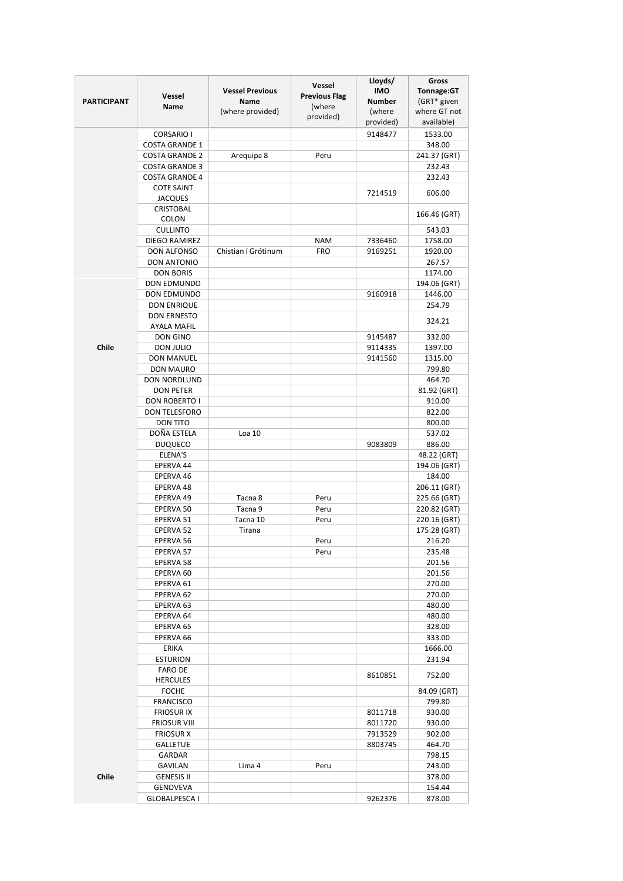| PARTICIPANT | Vessel Name | Vessel Previous Name (where provided) | Vessel Previous Flag (where provided) | Lloyds/ IMO Number (where provided) | Gross Tonnage:GT (GRT* given where GT not available) |
|---|---|---|---|---|---|
| Chile | CORSARIO I | | | 9148477 | 1533.00 |
| | COSTA GRANDE 1 | | | | 348.00 |
| | COSTA GRANDE 2 | Arequipa 8 | Peru | | 241.37 (GRT) |
| | COSTA GRANDE 3 | | | | 232.43 |
| | COSTA GRANDE 4 | | | | 232.43 |
| | COTE SAINT JACQUES | | | 7214519 | 606.00 |
| | CRISTOBAL COLON | | | | 166.46 (GRT) |
| | CULLINTO | | | | 543.03 |
| | DIEGO RAMIREZ | | NAM | 7336460 | 1758.00 |
| | DON ALFONSO | Chistian í Grótinum | FRO | 9169251 | 1920.00 |
| | DON ANTONIO | | | | 267.57 |
| | DON BORIS | | | | 1174.00 |
| | DON EDMUNDO | | | | 194.06 (GRT) |
| | DON EDMUNDO | | | 9160918 | 1446.00 |
| | DON ENRIQUE | | | | 254.79 |
| | DON ERNESTO AYALA MAFIL | | | | 324.21 |
| | DON GINO | | | 9145487 | 332.00 |
| | DON JULIO | | | 9114335 | 1397.00 |
| | DON MANUEL | | | 9141560 | 1315.00 |
| | DON MAURO | | | | 799.80 |
| | DON NORDLUND | | | | 464.70 |
| | DON PETER | | | | 81.92 (GRT) |
| | DON ROBERTO I | | | | 910.00 |
| | DON TELESFORO | | | | 822.00 |
| | DON TITO | | | | 800.00 |
| | DOÑA ESTELA | Loa 10 | | | 537.02 |
| | DUQUECO | | | 9083809 | 886.00 |
| | ELENA'S | | | | 48.22 (GRT) |
| | EPERVA 44 | | | | 194.06 (GRT) |
| | EPERVA 46 | | | | 184.00 |
| | EPERVA 48 | | | | 206.11 (GRT) |
| | EPERVA 49 | Tacna 8 | Peru | | 225.66 (GRT) |
| | EPERVA 50 | Tacna 9 | Peru | | 220.82 (GRT) |
| | EPERVA 51 | Tacna 10 | Peru | | 220.16 (GRT) |
| | EPERVA 52 | Tirana | | | 175.28 (GRT) |
| | EPERVA 56 | | Peru | | 216.20 |
| | EPERVA 57 | | Peru | | 235.48 |
| | EPERVA 58 | | | | 201.56 |
| | EPERVA 60 | | | | 201.56 |
| | EPERVA 61 | | | | 270.00 |
| | EPERVA 62 | | | | 270.00 |
| | EPERVA 63 | | | | 480.00 |
| | EPERVA 64 | | | | 480.00 |
| | EPERVA 65 | | | | 328.00 |
| | EPERVA 66 | | | | 333.00 |
| | ERIKA | | | | 1666.00 |
| | ESTURION | | | | 231.94 |
| | FARO DE HERCULES | | | 8610851 | 752.00 |
| | FOCHE | | | | 84.09 (GRT) |
| | FRANCISCO | | | | 799.80 |
| | FRIOSUR IX | | | 8011718 | 930.00 |
| | FRIOSUR VIII | | | 8011720 | 930.00 |
| | FRIOSUR X | | | 7913529 | 902.00 |
| | GALLETUE | | | 8803745 | 464.70 |
| | GARDAR | | | | 798.15 |
| | GAVILAN | Lima 4 | Peru | | 243.00 |
| Chile | GENESIS II | | | | 378.00 |
| | GENOVEVA | | | | 154.44 |
| | GLOBALPESCA I | | | 9262376 | 878.00 |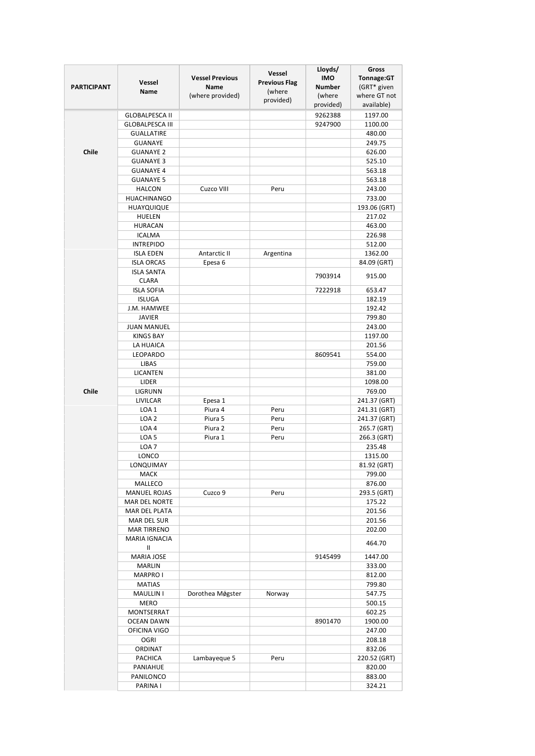| PARTICIPANT | Vessel Name | Vessel Previous Name (where provided) | Vessel Previous Flag (where provided) | Lloyds/ IMO Number (where provided) | Gross Tonnage:GT (GRT* given where GT not available) |
|---|---|---|---|---|---|
| Chile | GLOBALPESCA II | | | 9262388 | 1197.00 |
| | GLOBALPESCA III | | | 9247900 | 1100.00 |
| | GUALLATIRE | | | | 480.00 |
| | GUANAYE | | | | 249.75 |
| | GUANAYE 2 | | | | 626.00 |
| | GUANAYE 3 | | | | 525.10 |
| | GUANAYE 4 | | | | 563.18 |
| | GUANAYE 5 | | | | 563.18 |
| | HALCON | Cuzco VIII | Peru | | 243.00 |
| | HUACHINANGO | | | | 733.00 |
| | HUAYQUIQUE | | | | 193.06 (GRT) |
| | HUELEN | | | | 217.02 |
| | HURACAN | | | | 463.00 |
| | ICALMA | | | | 226.98 |
| | INTREPIDO | | | | 512.00 |
| Chile | ISLA EDEN | Antarctic II | Argentina | | 1362.00 |
| | ISLA ORCAS | Epesa 6 | | | 84.09 (GRT) |
| | ISLA SANTA CLARA | | | 7903914 | 915.00 |
| | ISLA SOFIA | | | 7222918 | 653.47 |
| | ISLUGA | | | | 182.19 |
| | J.M. HAMWEE | | | | 192.42 |
| | JAVIER | | | | 799.80 |
| | JUAN MANUEL | | | | 243.00 |
| | KINGS BAY | | | | 1197.00 |
| | LA HUAICA | | | | 201.56 |
| | LEOPARDO | | | 8609541 | 554.00 |
| | LIBAS | | | | 759.00 |
| | LICANTEN | | | | 381.00 |
| | LIDER | | | | 1098.00 |
| | LIGRUNN | | | | 769.00 |
| | LIVILCAR | Epesa 1 | | | 241.37 (GRT) |
| | LOA 1 | Piura 4 | Peru | | 241.31 (GRT) |
| | LOA 2 | Piura 5 | Peru | | 241.37 (GRT) |
| | LOA 4 | Piura 2 | Peru | | 265.7 (GRT) |
| | LOA 5 | Piura 1 | Peru | | 266.3 (GRT) |
| | LOA 7 | | | | 235.48 |
| | LONCO | | | | 1315.00 |
| | LONQUIMAY | | | | 81.92 (GRT) |
| | MACK | | | | 799.00 |
| | MALLECO | | | | 876.00 |
| | MANUEL ROJAS | Cuzco 9 | Peru | | 293.5 (GRT) |
| | MAR DEL NORTE | | | | 175.22 |
| | MAR DEL PLATA | | | | 201.56 |
| | MAR DEL SUR | | | | 201.56 |
| | MAR TIRRENO | | | | 202.00 |
| | MARIA IGNACIA II | | | | 464.70 |
| | MARIA JOSE | | | 9145499 | 1447.00 |
| | MARLIN | | | | 333.00 |
| | MARPRO I | | | | 812.00 |
| | MATIAS | | | | 799.80 |
| | MAULLIN I | Dorothea Møgster | Norway | | 547.75 |
| | MERO | | | | 500.15 |
| | MONTSERRAT | | | | 602.25 |
| | OCEAN DAWN | | | 8901470 | 1900.00 |
| | OFICINA VIGO | | | | 247.00 |
| | OGRI | | | | 208.18 |
| | ORDINAT | | | | 832.06 |
| | PACHICA | Lambayeque 5 | Peru | | 220.52 (GRT) |
| | PANIAHUE | | | | 820.00 |
| | PANILONCO | | | | 883.00 |
| | PARINA I | | | | 324.21 |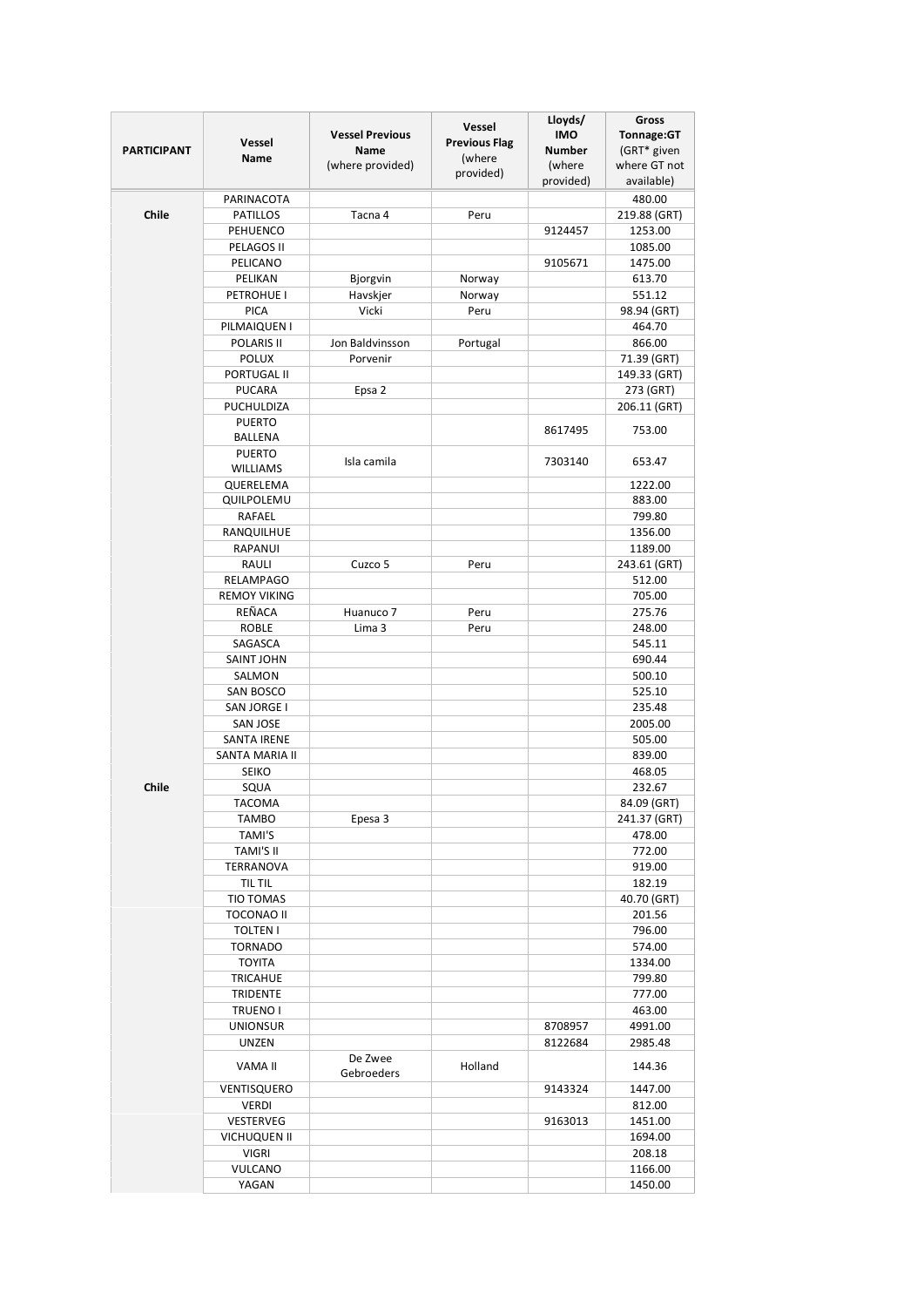| PARTICIPANT | Vessel Name | Vessel Previous Name (where provided) | Vessel Previous Flag (where provided) | Lloyds/ IMO Number (where provided) | Gross Tonnage:GT (GRT* given where GT not available) |
|---|---|---|---|---|---|
| Chile | PARINACOTA | | | | 480.00 |
| | PATILLOS | Tacna 4 | Peru | | 219.88 (GRT) |
| | PEHUENCO | | | 9124457 | 1253.00 |
| | PELAGOS II | | | | 1085.00 |
| | PELICANO | | | 9105671 | 1475.00 |
| | PELIKAN | Bjorgvin | Norway | | 613.70 |
| | PETROHUE I | Havskjer | Norway | | 551.12 |
| | PICA | Vicki | Peru | | 98.94 (GRT) |
| | PILMAIQUEN I | | | | 464.70 |
| | POLARIS II | Jon Baldvinsson | Portugal | | 866.00 |
| | POLUX | Porvenir | | | 71.39 (GRT) |
| | PORTUGAL II | | | | 149.33 (GRT) |
| | PUCARA | Epsa 2 | | | 273 (GRT) |
| | PUCHULDIZA | | | | 206.11 (GRT) |
| | PUERTO BALLENA | | | 8617495 | 753.00 |
| | PUERTO WILLIAMS | Isla camila | | 7303140 | 653.47 |
| | QUERELEMA | | | | 1222.00 |
| | QUILPOLEMU | | | | 883.00 |
| | RAFAEL | | | | 799.80 |
| | RANQUILHUE | | | | 1356.00 |
| | RAPANUI | | | | 1189.00 |
| | RAULI | Cuzco 5 | Peru | | 243.61 (GRT) |
| | RELAMPAGO | | | | 512.00 |
| | REMOY VIKING | | | | 705.00 |
| | REÑACA | Huanuco 7 | Peru | | 275.76 |
| | ROBLE | Lima 3 | Peru | | 248.00 |
| | SAGASCA | | | | 545.11 |
| | SAINT JOHN | | | | 690.44 |
| | SALMON | | | | 500.10 |
| | SAN BOSCO | | | | 525.10 |
| | SAN JORGE I | | | | 235.48 |
| | SAN JOSE | | | | 2005.00 |
| | SANTA IRENE | | | | 505.00 |
| | SANTA MARIA II | | | | 839.00 |
| | SEIKO | | | | 468.05 |
| Chile | SQUA | | | | 232.67 |
| | TACOMA | | | | 84.09 (GRT) |
| | TAMBO | Epesa 3 | | | 241.37 (GRT) |
| | TAMI'S | | | | 478.00 |
| | TAMI'S II | | | | 772.00 |
| | TERRANOVA | | | | 919.00 |
| | TIL TIL | | | | 182.19 |
| | TIO TOMAS | | | | 40.70 (GRT) |
| | TOCONAO II | | | | 201.56 |
| | TOLTEN I | | | | 796.00 |
| | TORNADO | | | | 574.00 |
| | TOYITA | | | | 1334.00 |
| | TRICAHUE | | | | 799.80 |
| | TRIDENTE | | | | 777.00 |
| | TRUENO I | | | | 463.00 |
| | UNIONSUR | | | 8708957 | 4991.00 |
| | UNZEN | | | 8122684 | 2985.48 |
| | VAMA II | De Zwee Gebroeders | Holland | | 144.36 |
| | VENTISQUERO | | | 9143324 | 1447.00 |
| | VERDI | | | | 812.00 |
| | VESTERVEG | | | 9163013 | 1451.00 |
| | VICHUQUEN II | | | | 1694.00 |
| | VIGRI | | | | 208.18 |
| | VULCANO | | | | 1166.00 |
| | YAGAN | | | | 1450.00 |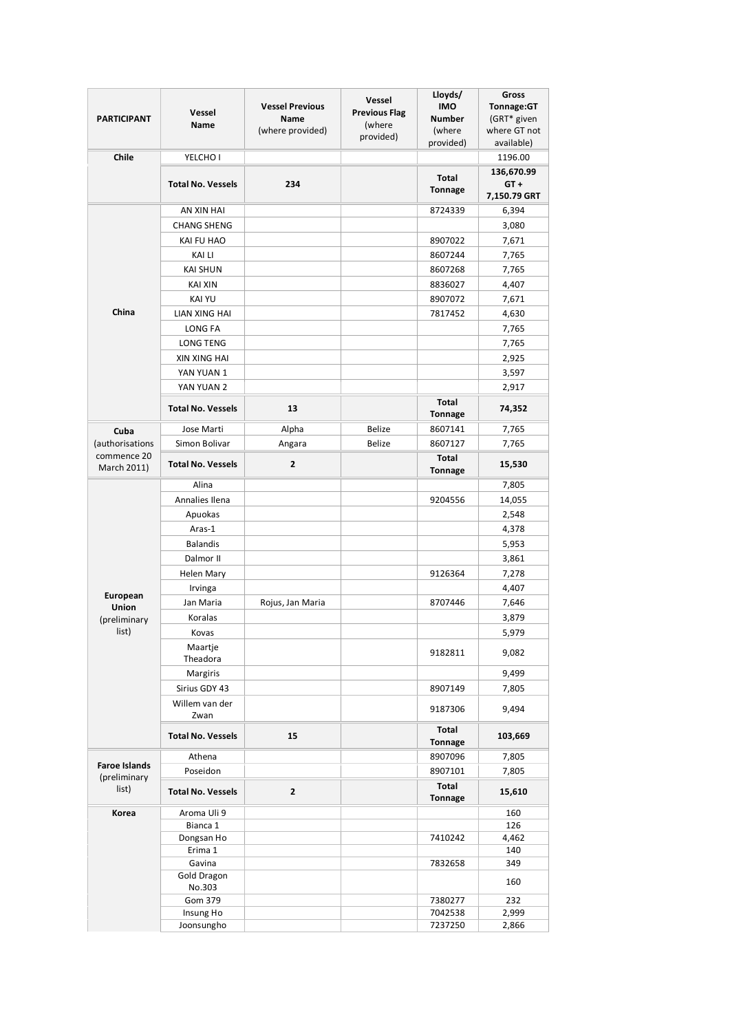| PARTICIPANT | Vessel Name | Vessel Previous Name (where provided) | Vessel Previous Flag (where provided) | Lloyds/ IMO Number (where provided) | Gross Tonnage:GT (GRT* given where GT not available) |
|---|---|---|---|---|---|
| **Chile** | YELCHO I | | | | 1196.00 |
| | **Total No. Vessels** | **234** | | **Total Tonnage** | **136,670.99 GT + 7,150.79 GRT** |
| **China** | AN XIN HAI | | | 8724339 | 6,394 |
| | CHANG SHENG | | | | 3,080 |
| | KAI FU HAO | | | 8907022 | 7,671 |
| | KAI LI | | | 8607244 | 7,765 |
| | KAI SHUN | | | 8607268 | 7,765 |
| | KAI XIN | | | 8836027 | 4,407 |
| | KAI YU | | | 8907072 | 7,671 |
| | LIAN XING HAI | | | 7817452 | 4,630 |
| | LONG FA | | | | 7,765 |
| | LONG TENG | | | | 7,765 |
| | XIN XING HAI | | | | 2,925 |
| | YAN YUAN 1 | | | | 3,597 |
| | YAN YUAN 2 | | | | 2,917 |
| | **Total No. Vessels** | **13** | | **Total Tonnage** | **74,352** |
| **Cuba** (authorisations commence 20 March 2011) | Jose Marti | Alpha | Belize | 8607141 | 7,765 |
| | Simon Bolivar | Angara | Belize | 8607127 | 7,765 |
| | **Total No. Vessels** | **2** | | **Total Tonnage** | **15,530** |
| **European Union** (preliminary list) | Alina | | | | 7,805 |
| | Annalies Ilena | | | 9204556 | 14,055 |
| | Apuokas | | | | 2,548 |
| | Aras-1 | | | | 4,378 |
| | Balandis | | | | 5,953 |
| | Dalmor II | | | | 3,861 |
| | Helen Mary | | | 9126364 | 7,278 |
| | Irvinga | | | | 4,407 |
| | Jan Maria | Rojus, Jan Maria | | 8707446 | 7,646 |
| | Koralas | | | | 3,879 |
| | Kovas | | | | 5,979 |
| | Maartje Theadora | | | 9182811 | 9,082 |
| | Margiris | | | | 9,499 |
| | Sirius GDY 43 | | | 8907149 | 7,805 |
| | Willem van der Zwan | | | 9187306 | 9,494 |
| | **Total No. Vessels** | **15** | | **Total Tonnage** | **103,669** |
| **Faroe Islands** (preliminary list) | Athena | | | 8907096 | 7,805 |
| | Poseidon | | | 8907101 | 7,805 |
| | **Total No. Vessels** | **2** | | **Total Tonnage** | **15,610** |
| **Korea** | Aroma Uli 9 | | | | 160 |
| | Bianca 1 | | | | 126 |
| | Dongsan Ho | | | 7410242 | 4,462 |
| | Erima 1 | | | | 140 |
| | Gavina | | | 7832658 | 349 |
| | Gold Dragon No.303 | | | | 160 |
| | Gom 379 | | | 7380277 | 232 |
| | Insung Ho | | | 7042538 | 2,999 |
| | Joonsungho | | | 7237250 | 2,866 |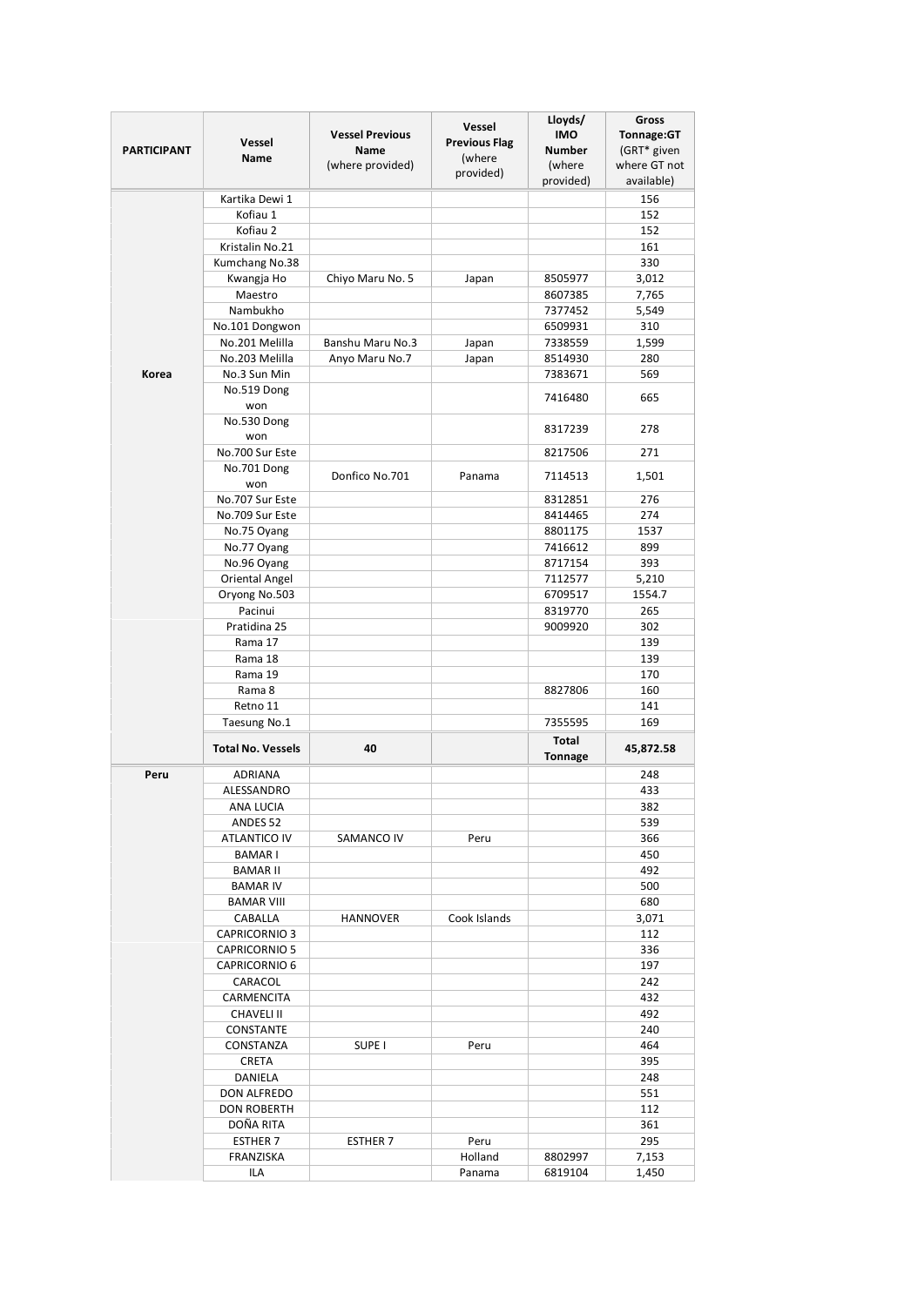| PARTICIPANT | Vessel Name | Vessel Previous Name (where provided) | Vessel Previous Flag (where provided) | Lloyds/ IMO Number (where provided) | Gross Tonnage:GT (GRT* given where GT not available) |
|---|---|---|---|---|---|
| Korea | Kartika Dewi 1 | | | | 156 |
| | Kofiau 1 | | | | 152 |
| | Kofiau 2 | | | | 152 |
| | Kristalin No.21 | | | | 161 |
| | Kumchang No.38 | | | | 330 |
| | Kwangja Ho | Chiyo Maru No. 5 | Japan | 8505977 | 3,012 |
| | Maestro | | | 8607385 | 7,765 |
| | Nambukho | | | 7377452 | 5,549 |
| | No.101 Dongwon | | | 6509931 | 310 |
| | No.201 Melilla | Banshu Maru No.3 | Japan | 7338559 | 1,599 |
| | No.203 Melilla | Anyo Maru No.7 | Japan | 8514930 | 280 |
| | No.3 Sun Min | | | 7383671 | 569 |
| | No.519 Dong won | | | 7416480 | 665 |
| | No.530 Dong won | | | 8317239 | 278 |
| | No.700 Sur Este | | | 8217506 | 271 |
| | No.701 Dong won | Donfico No.701 | Panama | 7114513 | 1,501 |
| | No.707 Sur Este | | | 8312851 | 276 |
| | No.709 Sur Este | | | 8414465 | 274 |
| | No.75 Oyang | | | 8801175 | 1537 |
| | No.77 Oyang | | | 7416612 | 899 |
| | No.96 Oyang | | | 8717154 | 393 |
| | Oriental Angel | | | 7112577 | 5,210 |
| | Oryong No.503 | | | 6709517 | 1554.7 |
| | Pacinui | | | 8319770 | 265 |
| | Pratidina 25 | | | 9009920 | 302 |
| | Rama 17 | | | | 139 |
| | Rama 18 | | | | 139 |
| | Rama 19 | | | | 170 |
| | Rama 8 | | | 8827806 | 160 |
| | Retno 11 | | | | 141 |
| | Taesung No.1 | | | 7355595 | 169 |
| | **Total No. Vessels** | **40** | | **Total Tonnage** | **45,872.58** |
| Peru | ADRIANA | | | | 248 |
| | ALESSANDRO | | | | 433 |
| | ANA LUCIA | | | | 382 |
| | ANDES 52 | | | | 539 |
| | ATLANTICO IV | SAMANCO IV | Peru | | 366 |
| | BAMAR I | | | | 450 |
| | BAMAR II | | | | 492 |
| | BAMAR IV | | | | 500 |
| | BAMAR VIII | | | | 680 |
| | CABALLA | HANNOVER | Cook Islands | | 3,071 |
| | CAPRICORNIO 3 | | | | 112 |
| | CAPRICORNIO 5 | | | | 336 |
| | CAPRICORNIO 6 | | | | 197 |
| | CARACOL | | | | 242 |
| | CARMENCITA | | | | 432 |
| | CHAVELI II | | | | 492 |
| | CONSTANTE | | | | 240 |
| | CONSTANZA | SUPE I | Peru | | 464 |
| | CRETA | | | | 395 |
| | DANIELA | | | | 248 |
| | DON ALFREDO | | | | 551 |
| | DON ROBERTH | | | | 112 |
| | DOÑA RITA | | | | 361 |
| | ESTHER 7 | ESTHER 7 | Peru | | 295 |
| | FRANZISKA | | Holland | 8802997 | 7,153 |
| | ILA | | Panama | 6819104 | 1,450 |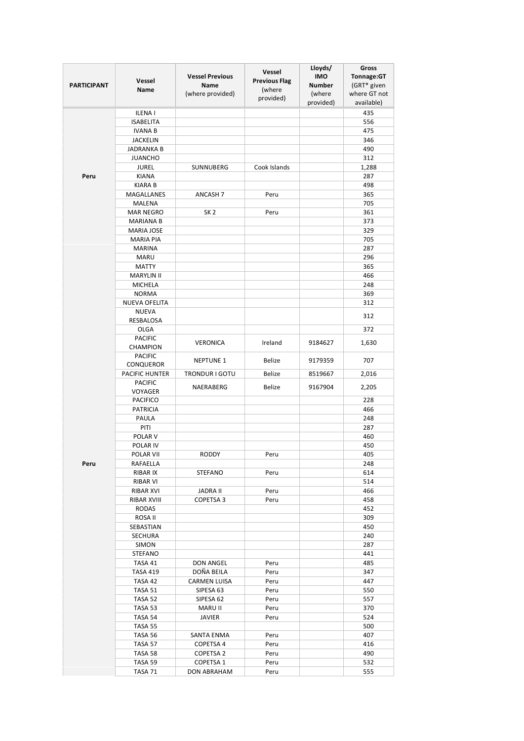| PARTICIPANT | Vessel Name | Vessel Previous Name (where provided) | Vessel Previous Flag (where provided) | Lloyds/ IMO Number (where provided) | Gross Tonnage:GT (GRT* given where GT not available) |
|---|---|---|---|---|---|
| Peru | ILENA I | | | | 435 |
| | ISABELITA | | | | 556 |
| | IVANA B | | | | 475 |
| | JACKELIN | | | | 346 |
| | JADRANKA B | | | | 490 |
| | JUANCHO | | | | 312 |
| | JUREL | SUNNUBERG | Cook Islands | | 1,288 |
| | KIANA | | | | 287 |
| | KIARA B | | | | 498 |
| | MAGALLANES | ANCASH 7 | Peru | | 365 |
| | MALENA | | | | 705 |
| | MAR NEGRO | SK 2 | Peru | | 361 |
| | MARIANA B | | | | 373 |
| | MARIA JOSE | | | | 329 |
| | MARIA PIA | | | | 705 |
| Peru | MARINA | | | | 287 |
| | MARU | | | | 296 |
| | MATTY | | | | 365 |
| | MARYLIN II | | | | 466 |
| | MICHELA | | | | 248 |
| | NORMA | | | | 369 |
| | NUEVA OFELITA | | | | 312 |
| | NUEVA RESBALOSA | | | | 312 |
| | OLGA | | | | 372 |
| | PACIFIC CHAMPION | VERONICA | Ireland | 9184627 | 1,630 |
| | PACIFIC CONQUEROR | NEPTUNE 1 | Belize | 9179359 | 707 |
| | PACIFIC HUNTER | TRONDUR I GOTU | Belize | 8519667 | 2,016 |
| | PACIFIC VOYAGER | NAERABERG | Belize | 9167904 | 2,205 |
| | PACIFICO | | | | 228 |
| | PATRICIA | | | | 466 |
| | PAULA | | | | 248 |
| | PITI | | | | 287 |
| | POLAR V | | | | 460 |
| | POLAR IV | | | | 450 |
| | POLAR VII | RODDY | Peru | | 405 |
| | RAFAELLA | | | | 248 |
| | RIBAR IX | STEFANO | Peru | | 614 |
| | RIBAR VI | | | | 514 |
| | RIBAR XVI | JADRA II | Peru | | 466 |
| | RIBAR XVIII | COPETSA 3 | Peru | | 458 |
| | RODAS | | | | 452 |
| | ROSA II | | | | 309 |
| | SEBASTIAN | | | | 450 |
| | SECHURA | | | | 240 |
| | SIMON | | | | 287 |
| | STEFANO | | | | 441 |
| | TASA 41 | DON ANGEL | Peru | | 485 |
| | TASA 419 | DOÑA BEILA | Peru | | 347 |
| | TASA 42 | CARMEN LUISA | Peru | | 447 |
| | TASA 51 | SIPESA 63 | Peru | | 550 |
| | TASA 52 | SIPESA 62 | Peru | | 557 |
| | TASA 53 | MARU II | Peru | | 370 |
| | TASA 54 | JAVIER | Peru | | 524 |
| | TASA 55 | | | | 500 |
| | TASA 56 | SANTA ENMA | Peru | | 407 |
| | TASA 57 | COPETSA 4 | Peru | | 416 |
| | TASA 58 | COPETSA 2 | Peru | | 490 |
| | TASA 59 | COPETSA 1 | Peru | | 532 |
| | TASA 71 | DON ABRAHAM | Peru | | 555 |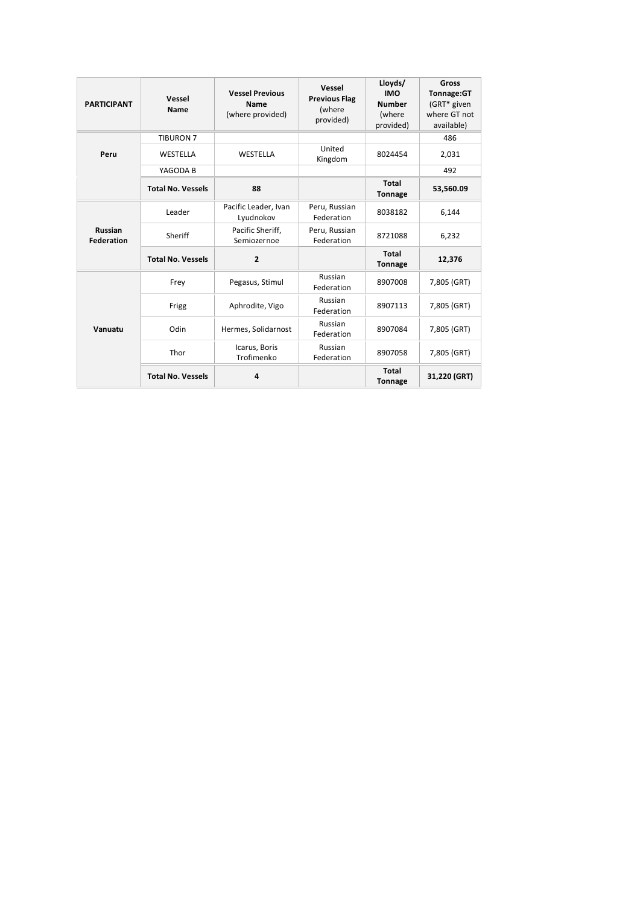| PARTICIPANT | Vessel Name | Vessel Previous Name (where provided) | Vessel Previous Flag (where provided) | Lloyds/ IMO Number (where provided) | Gross Tonnage:GT (GRT* given where GT not available) |
|---|---|---|---|---|---|
| Peru | TIBURON 7 | | | | 486 |
| | WESTELLA | WESTELLA | United Kingdom | 8024454 | 2,031 |
| | YAGODA B | | | | 492 |
| | **Total No. Vessels** | **88** | | **Total Tonnage** | **53,560.09** |
| Russian Federation | Leader | Pacific Leader, Ivan Lyudnokov | Peru, Russian Federation | 8038182 | 6,144 |
| | Sheriff | Pacific Sheriff, Semiozernoe | Peru, Russian Federation | 8721088 | 6,232 |
| | **Total No. Vessels** | **2** | | **Total Tonnage** | **12,376** |
| Vanuatu | Frey | Pegasus, Stimul | Russian Federation | 8907008 | 7,805 (GRT) |
| | Frigg | Aphrodite, Vigo | Russian Federation | 8907113 | 7,805 (GRT) |
| | Odin | Hermes, Solidarnost | Russian Federation | 8907084 | 7,805 (GRT) |
| | Thor | Icarus, Boris Trofimenko | Russian Federation | 8907058 | 7,805 (GRT) |
| | **Total No. Vessels** | **4** | | **Total Tonnage** | **31,220 (GRT)** |